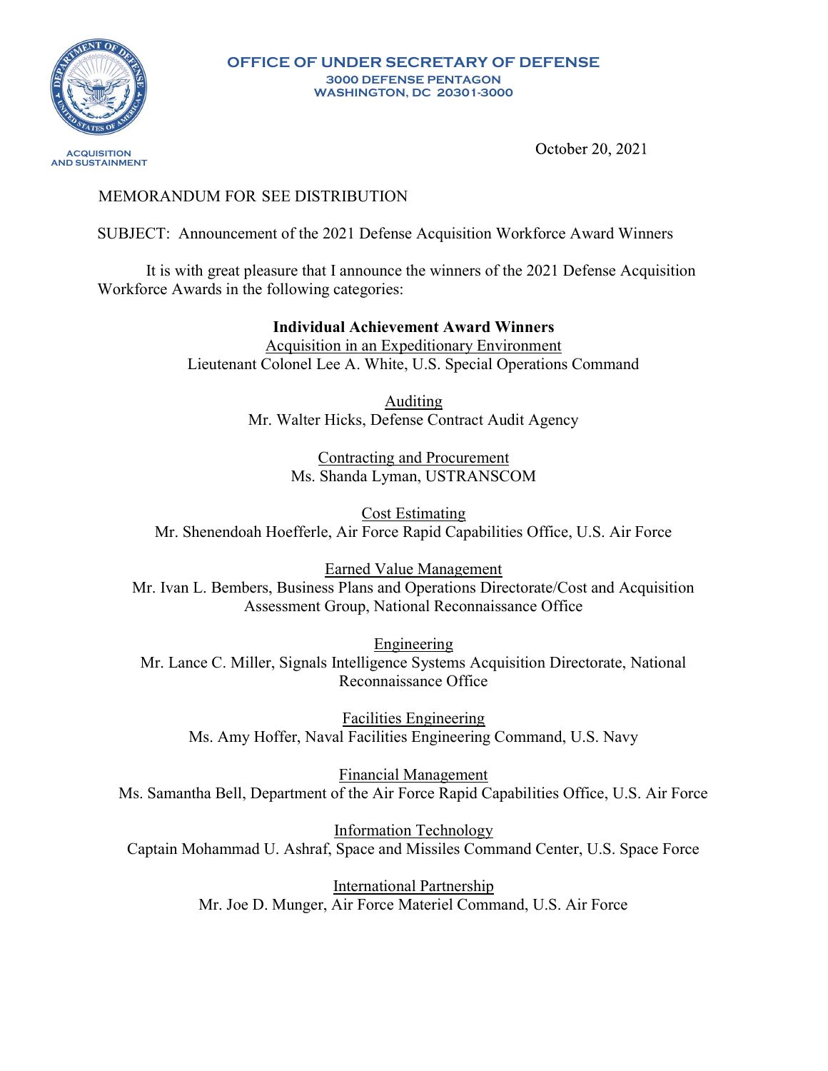**OFFICE OF UNDER SECRETARY OF DEFENSE**
**3000 DEFENSE PENTAGON**
**WASHINGTON, DC 20301-3000**

ACQUISITION AND SUSTAINMENT

October 20, 2021

MEMORANDUM FOR SEE DISTRIBUTION

SUBJECT: Announcement of the 2021 Defense Acquisition Workforce Award Winners

It is with great pleasure that I announce the winners of the 2021 Defense Acquisition Workforce Awards in the following categories:

**Individual Achievement Award Winners**

Acquisition in an Expeditionary Environment
Lieutenant Colonel Lee A. White, U.S. Special Operations Command

Auditing
Mr. Walter Hicks, Defense Contract Audit Agency

Contracting and Procurement
Ms. Shanda Lyman, USTRANSCOM

Cost Estimating
Mr. Shenendoah Hoefferle, Air Force Rapid Capabilities Office, U.S. Air Force

Earned Value Management
Mr. Ivan L. Bembers, Business Plans and Operations Directorate/Cost and Acquisition Assessment Group, National Reconnaissance Office

Engineering
Mr. Lance C. Miller, Signals Intelligence Systems Acquisition Directorate, National Reconnaissance Office

Facilities Engineering
Ms. Amy Hoffer, Naval Facilities Engineering Command, U.S. Navy

Financial Management
Ms. Samantha Bell, Department of the Air Force Rapid Capabilities Office, U.S. Air Force

Information Technology
Captain Mohammad U. Ashraf, Space and Missiles Command Center, U.S. Space Force

International Partnership
Mr. Joe D. Munger, Air Force Materiel Command, U.S. Air Force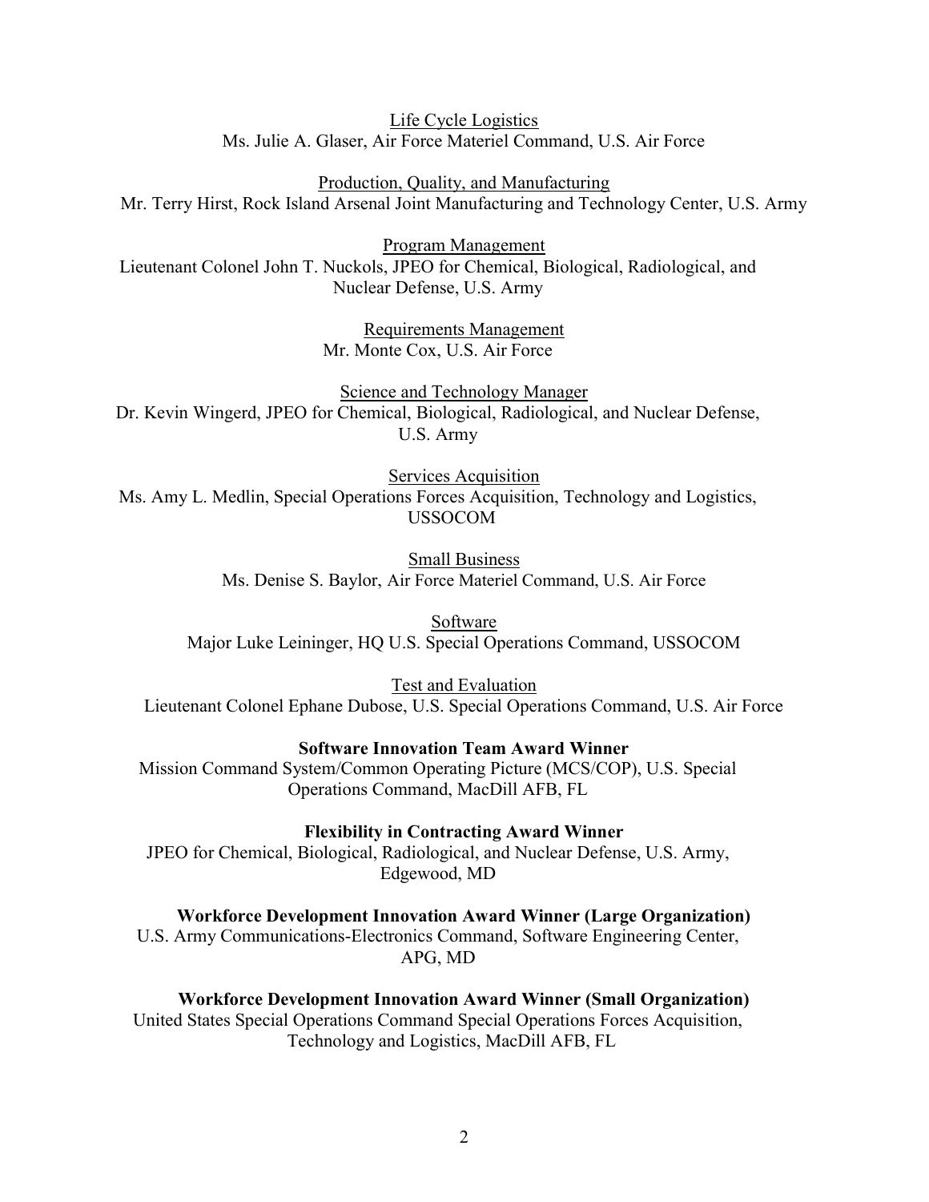Life Cycle Logistics
Ms. Julie A. Glaser, Air Force Materiel Command, U.S. Air Force

Production, Quality, and Manufacturing
Mr. Terry Hirst, Rock Island Arsenal Joint Manufacturing and Technology Center, U.S. Army

Program Management
Lieutenant Colonel John T. Nuckols, JPEO for Chemical, Biological, Radiological, and Nuclear Defense, U.S. Army

Requirements Management
Mr. Monte Cox, U.S. Air Force

Science and Technology Manager
Dr. Kevin Wingerd, JPEO for Chemical, Biological, Radiological, and Nuclear Defense, U.S. Army

Services Acquisition
Ms. Amy L. Medlin, Special Operations Forces Acquisition, Technology and Logistics, USSOCOM

Small Business
Ms. Denise S. Baylor, Air Force Materiel Command, U.S. Air Force

Software
Major Luke Leininger, HQ U.S. Special Operations Command, USSOCOM

Test and Evaluation
Lieutenant Colonel Ephane Dubose, U.S. Special Operations Command, U.S. Air Force

**Software Innovation Team Award Winner**
Mission Command System/Common Operating Picture (MCS/COP), U.S. Special Operations Command, MacDill AFB, FL

**Flexibility in Contracting Award Winner**
JPEO for Chemical, Biological, Radiological, and Nuclear Defense, U.S. Army, Edgewood, MD

**Workforce Development Innovation Award Winner (Large Organization)**
U.S. Army Communications-Electronics Command, Software Engineering Center, APG, MD

**Workforce Development Innovation Award Winner (Small Organization)**
United States Special Operations Command Special Operations Forces Acquisition, Technology and Logistics, MacDill AFB, FL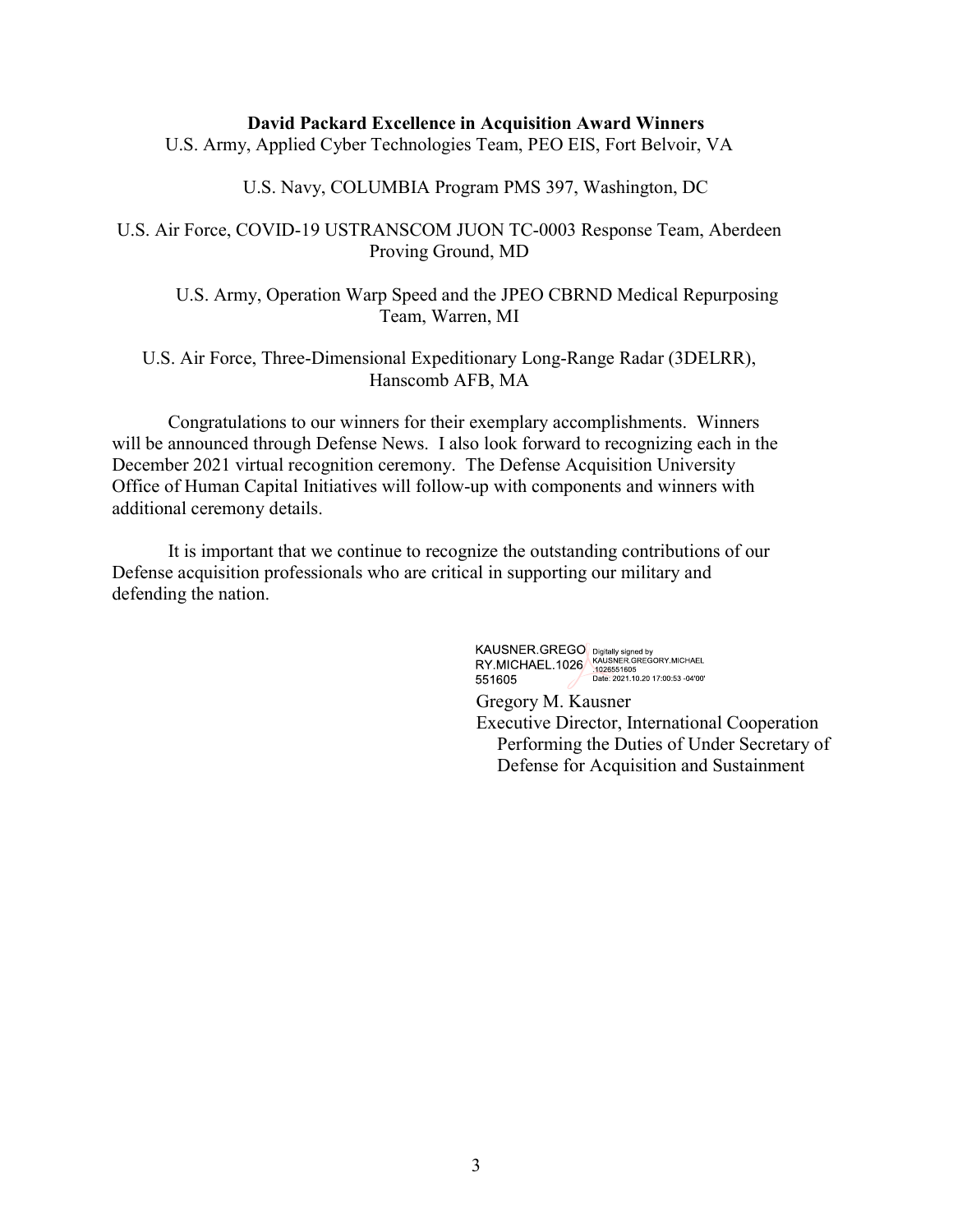**David Packard Excellence in Acquisition Award Winners**

U.S. Army, Applied Cyber Technologies Team, PEO EIS, Fort Belvoir, VA

U.S. Navy, COLUMBIA Program PMS 397, Washington, DC

U.S. Air Force, COVID-19 USTRANSCOM JUON TC-0003 Response Team, Aberdeen Proving Ground, MD

U.S. Army, Operation Warp Speed and the JPEO CBRND Medical Repurposing Team, Warren, MI

U.S. Air Force, Three-Dimensional Expeditionary Long-Range Radar (3DELRR), Hanscomb AFB, MA

Congratulations to our winners for their exemplary accomplishments. Winners will be announced through Defense News. I also look forward to recognizing each in the December 2021 virtual recognition ceremony. The Defense Acquisition University Office of Human Capital Initiatives will follow-up with components and winners with additional ceremony details.

It is important that we continue to recognize the outstanding contributions of our Defense acquisition professionals who are critical in supporting our military and defending the nation.

KAUSNER.GREGORY.MICHAEL.1026551605 Digitally signed by KAUSNER.GREGORY.MICHAEL.1026551605 Date: 2021.10.20 17:00:53 -04'00'

Gregory M. Kausner
Executive Director, International Cooperation
Performing the Duties of Under Secretary of Defense for Acquisition and Sustainment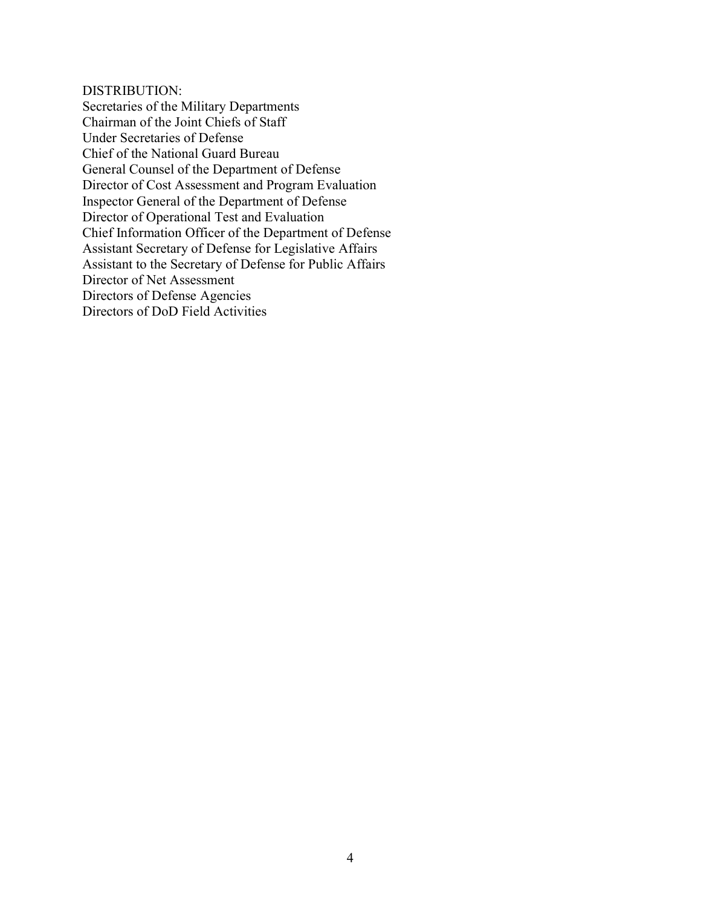DISTRIBUTION:
Secretaries of the Military Departments
Chairman of the Joint Chiefs of Staff
Under Secretaries of Defense
Chief of the National Guard Bureau
General Counsel of the Department of Defense
Director of Cost Assessment and Program Evaluation
Inspector General of the Department of Defense
Director of Operational Test and Evaluation
Chief Information Officer of the Department of Defense
Assistant Secretary of Defense for Legislative Affairs
Assistant to the Secretary of Defense for Public Affairs
Director of Net Assessment
Directors of Defense Agencies
Directors of DoD Field Activities